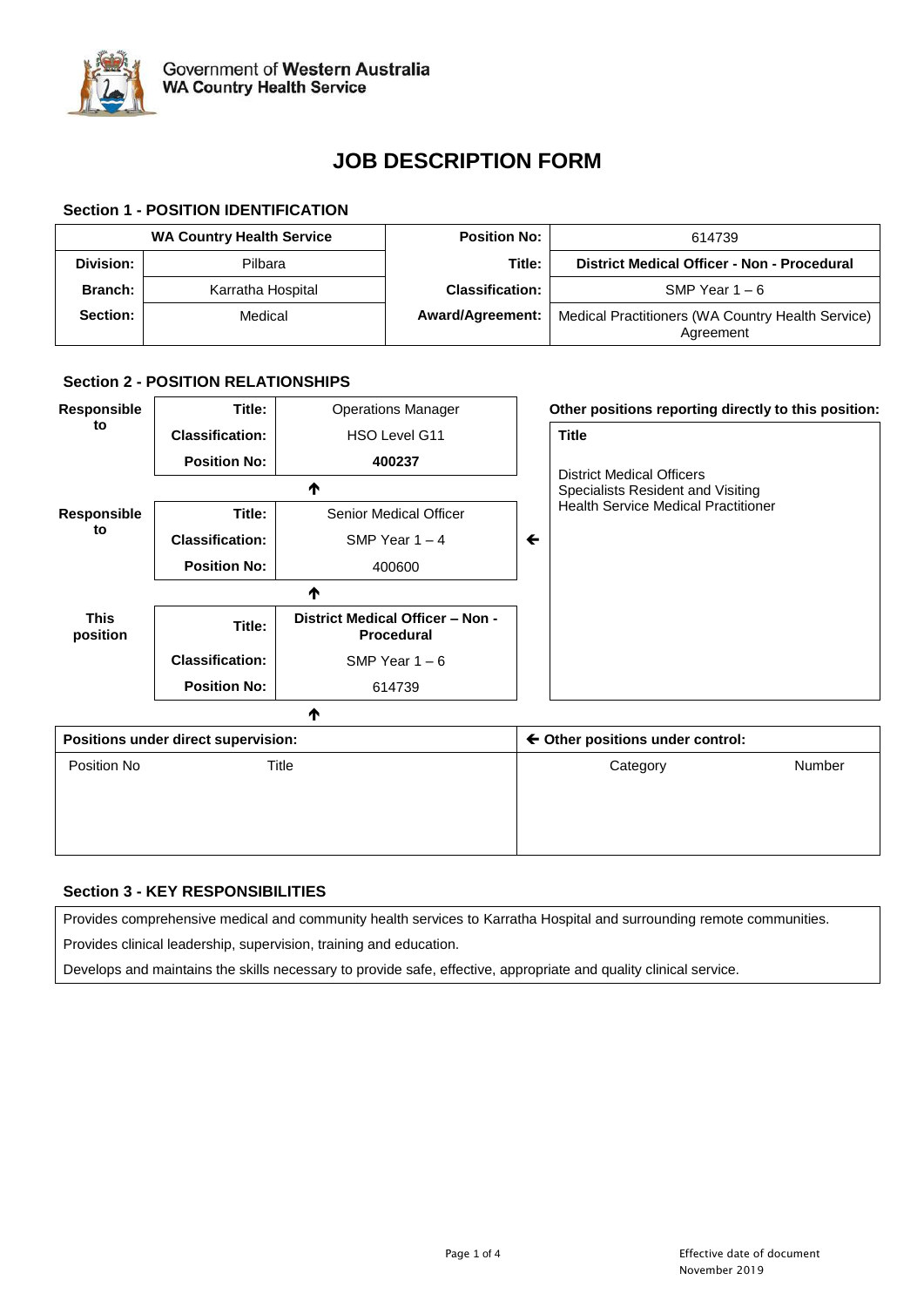Government of Western Australia
WA Country Health Service

# JOB DESCRIPTION FORM

## Section 1 - POSITION IDENTIFICATION

| WA Country Health Service | | Position No: | 614739 |
|---|---|---|---|
| **Division:** | Pilbara | **Title:** | **District Medical Officer - Non - Procedural** |
| **Branch:** | Karratha Hospital | **Classification:** | SMP Year 1 – 6 |
| **Section:** | Medical | **Award/Agreement:** | Medical Practitioners (WA Country Health Service) Agreement |

## Section 2 - POSITION RELATIONSHIPS

**Responsible to**

| | |
|---|---|
| **Title:** | Operations Manager |
| **Classification:** | HSO Level G11 |
| **Position No:** | **400237** |

↑

**Responsible to**

| | |
|---|---|
| **Title:** | Senior Medical Officer |
| **Classification:** | SMP Year 1 – 4 |
| **Position No:** | 400600 |

↑

**This position**

| | |
|---|---|
| **Title:** | **District Medical Officer – Non - Procedural** |
| **Classification:** | SMP Year 1 – 6 |
| **Position No:** | 614739 |

↑

**Other positions reporting directly to this position:**

| Title |
|---|
| District Medical Officers<br>Specialists Resident and Visiting<br>Health Service Medical Practitioner |

| Positions under direct supervision: | | ← Other positions under control: | |
|---|---|---|---|
| Position No | Title | Category | Number |
| | | | |

## Section 3 - KEY RESPONSIBILITIES

Provides comprehensive medical and community health services to Karratha Hospital and surrounding remote communities.

Provides clinical leadership, supervision, training and education.

Develops and maintains the skills necessary to provide safe, effective, appropriate and quality clinical service.

Effective date of document
November 2019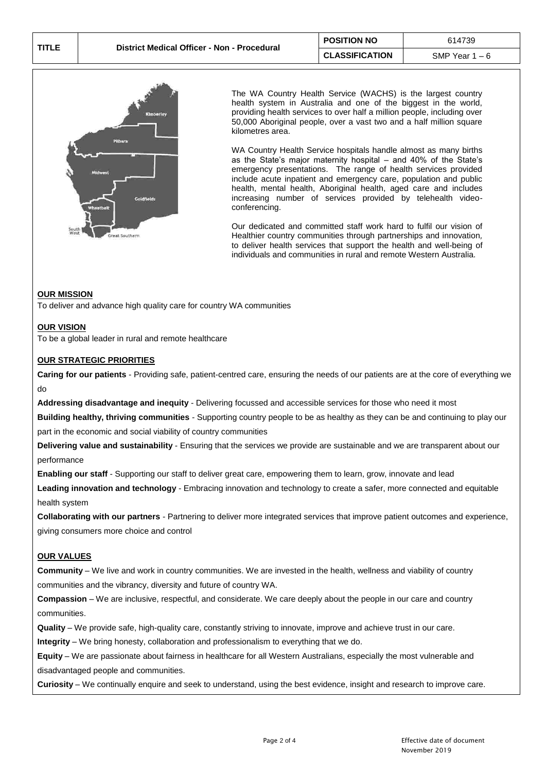| TITLE | District Medical Officer - Non - Procedural | POSITION NO | 614739 |
| --- | --- | --- | --- |
| | | CLASSIFICATION | SMP Year 1 – 6 |

The WA Country Health Service (WACHS) is the largest country health system in Australia and one of the biggest in the world, providing health services to over half a million people, including over 50,000 Aboriginal people, over a vast two and a half million square kilometres area.

WA Country Health Service hospitals handle almost as many births as the State's major maternity hospital – and 40% of the State's emergency presentations. The range of health services provided include acute inpatient and emergency care, population and public health, mental health, Aboriginal health, aged care and includes increasing number of services provided by telehealth video-conferencing.

Our dedicated and committed staff work hard to fulfil our vision of Healthier country communities through partnerships and innovation, to deliver health services that support the health and well-being of individuals and communities in rural and remote Western Australia.

**OUR MISSION**

To deliver and advance high quality care for country WA communities

**OUR VISION**

To be a global leader in rural and remote healthcare

**OUR STRATEGIC PRIORITIES**

**Caring for our patients** - Providing safe, patient-centred care, ensuring the needs of our patients are at the core of everything we do

**Addressing disadvantage and inequity** - Delivering focussed and accessible services for those who need it most

**Building healthy, thriving communities** - Supporting country people to be as healthy as they can be and continuing to play our part in the economic and social viability of country communities

**Delivering value and sustainability** - Ensuring that the services we provide are sustainable and we are transparent about our performance

**Enabling our staff** - Supporting our staff to deliver great care, empowering them to learn, grow, innovate and lead

**Leading innovation and technology** - Embracing innovation and technology to create a safer, more connected and equitable health system

**Collaborating with our partners** - Partnering to deliver more integrated services that improve patient outcomes and experience, giving consumers more choice and control

**OUR VALUES**

**Community** – We live and work in country communities. We are invested in the health, wellness and viability of country communities and the vibrancy, diversity and future of country WA.

**Compassion** – We are inclusive, respectful, and considerate. We care deeply about the people in our care and country communities.

**Quality** – We provide safe, high-quality care, constantly striving to innovate, improve and achieve trust in our care.

**Integrity** – We bring honesty, collaboration and professionalism to everything that we do.

**Equity** – We are passionate about fairness in healthcare for all Western Australians, especially the most vulnerable and disadvantaged people and communities.

**Curiosity** – We continually enquire and seek to understand, using the best evidence, insight and research to improve care.

Effective date of document
November 2019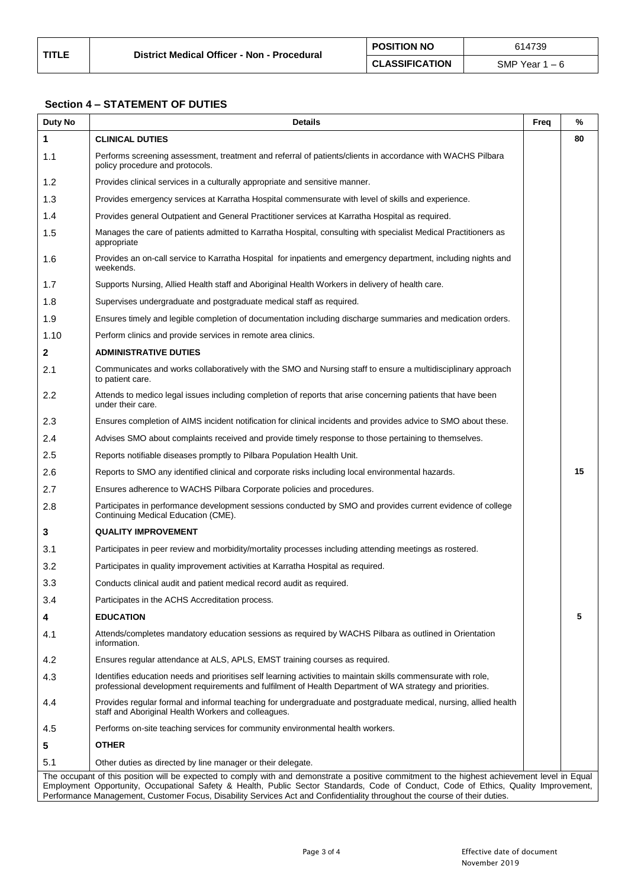| TITLE | District Medical Officer - Non - Procedural | POSITION NO | 614739 |
|---|---|---|---|
| | | CLASSIFICATION | SMP Year 1 – 6 |

## Section 4 – STATEMENT OF DUTIES

| Duty No | Details | Freq | % |
|---|---|---|---|
| **1** | **CLINICAL DUTIES** | | **80** |
| 1.1 | Performs screening assessment, treatment and referral of patients/clients in accordance with WACHS Pilbara policy procedure and protocols. | | |
| 1.2 | Provides clinical services in a culturally appropriate and sensitive manner. | | |
| 1.3 | Provides emergency services at Karratha Hospital commensurate with level of skills and experience. | | |
| 1.4 | Provides general Outpatient and General Practitioner services at Karratha Hospital as required. | | |
| 1.5 | Manages the care of patients admitted to Karratha Hospital, consulting with specialist Medical Practitioners as appropriate | | |
| 1.6 | Provides an on-call service to Karratha Hospital for inpatients and emergency department, including nights and weekends. | | |
| 1.7 | Supports Nursing, Allied Health staff and Aboriginal Health Workers in delivery of health care. | | |
| 1.8 | Supervises undergraduate and postgraduate medical staff as required. | | |
| 1.9 | Ensures timely and legible completion of documentation including discharge summaries and medication orders. | | |
| 1.10 | Perform clinics and provide services in remote area clinics. | | |
| **2** | **ADMINISTRATIVE DUTIES** | | |
| 2.1 | Communicates and works collaboratively with the SMO and Nursing staff to ensure a multidisciplinary approach to patient care. | | |
| 2.2 | Attends to medico legal issues including completion of reports that arise concerning patients that have been under their care. | | |
| 2.3 | Ensures completion of AIMS incident notification for clinical incidents and provides advice to SMO about these. | | |
| 2.4 | Advises SMO about complaints received and provide timely response to those pertaining to themselves. | | |
| 2.5 | Reports notifiable diseases promptly to Pilbara Population Health Unit. | | |
| 2.6 | Reports to SMO any identified clinical and corporate risks including local environmental hazards. | | **15** |
| 2.7 | Ensures adherence to WACHS Pilbara Corporate policies and procedures. | | |
| 2.8 | Participates in performance development sessions conducted by SMO and provides current evidence of college Continuing Medical Education (CME). | | |
| **3** | **QUALITY IMPROVEMENT** | | |
| 3.1 | Participates in peer review and morbidity/mortality processes including attending meetings as rostered. | | |
| 3.2 | Participates in quality improvement activities at Karratha Hospital as required. | | |
| 3.3 | Conducts clinical audit and patient medical record audit as required. | | |
| 3.4 | Participates in the ACHS Accreditation process. | | |
| **4** | **EDUCATION** | | **5** |
| 4.1 | Attends/completes mandatory education sessions as required by WACHS Pilbara as outlined in Orientation information. | | |
| 4.2 | Ensures regular attendance at ALS, APLS, EMST training courses as required. | | |
| 4.3 | Identifies education needs and prioritises self learning activities to maintain skills commensurate with role, professional development requirements and fulfilment of Health Department of WA strategy and priorities. | | |
| 4.4 | Provides regular formal and informal teaching for undergraduate and postgraduate medical, nursing, allied health staff and Aboriginal Health Workers and colleagues. | | |
| 4.5 | Performs on-site teaching services for community environmental health workers. | | |
| **5** | **OTHER** | | |
| 5.1 | Other duties as directed by line manager or their delegate. | | |

The occupant of this position will be expected to comply with and demonstrate a positive commitment to the highest achievement level in Equal Employment Opportunity, Occupational Safety & Health, Public Sector Standards, Code of Conduct, Code of Ethics, Quality Improvement, Performance Management, Customer Focus, Disability Services Act and Confidentiality throughout the course of their duties.

Effective date of document
November 2019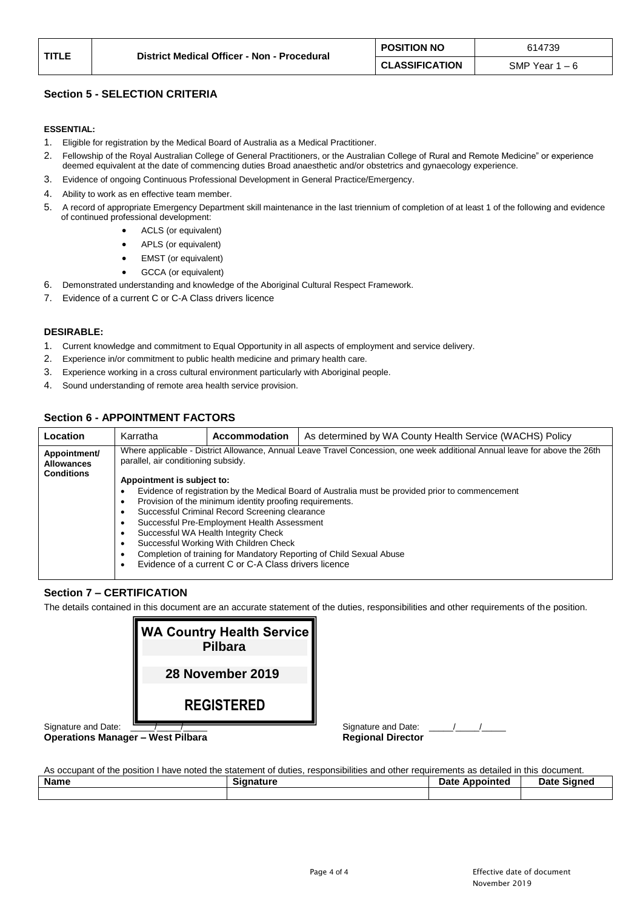| TITLE | District Medical Officer - Non - Procedural | POSITION NO | 614739 |
|---|---|---|---|
| | | CLASSIFICATION | SMP Year 1 – 6 |

## Section 5 - SELECTION CRITERIA

**ESSENTIAL:**

1. Eligible for registration by the Medical Board of Australia as a Medical Practitioner.
2. Fellowship of the Royal Australian College of General Practitioners, or the Australian College of Rural and Remote Medicine" or experience deemed equivalent at the date of commencing duties Broad anaesthetic and/or obstetrics and gynaecology experience.
3. Evidence of ongoing Continuous Professional Development in General Practice/Emergency.
4. Ability to work as en effective team member.
5. A record of appropriate Emergency Department skill maintenance in the last triennium of completion of at least 1 of the following and evidence of continued professional development:
   - ACLS (or equivalent)
   - APLS (or equivalent)
   - EMST (or equivalent)
   - GCCA (or equivalent)
6. Demonstrated understanding and knowledge of the Aboriginal Cultural Respect Framework.
7. Evidence of a current C or C-A Class drivers licence

**DESIRABLE:**

1. Current knowledge and commitment to Equal Opportunity in all aspects of employment and service delivery.
2. Experience in/or commitment to public health medicine and primary health care.
3. Experience working in a cross cultural environment particularly with Aboriginal people.
4. Sound understanding of remote area health service provision.

## Section 6 - APPOINTMENT FACTORS

| Location | Karratha | Accommodation | As determined by WA County Health Service (WACHS) Policy |
|---|---|---|---|
| Appointment/ Allowances Conditions | Where applicable - District Allowance, Annual Leave Travel Concession, one week additional Annual leave for above the 26th parallel, air conditioning subsidy.<br><br>**Appointment is subject to:**<br>• Evidence of registration by the Medical Board of Australia must be provided prior to commencement<br>• Provision of the minimum identity proofing requirements.<br>• Successful Criminal Record Screening clearance<br>• Successful Pre-Employment Health Assessment<br>• Successful WA Health Integrity Check<br>• Successful Working With Children Check<br>• Completion of training for Mandatory Reporting of Child Sexual Abuse<br>• Evidence of a current C or C-A Class drivers licence | | |

## Section 7 – CERTIFICATION

The details contained in this document are an accurate statement of the duties, responsibilities and other requirements of the position.

**WA Country Health Service Pilbara**

**28 November 2019**

**REGISTERED**

Signature and Date: _____/_____/_____
**Operations Manager – West Pilbara**

Signature and Date: _____/_____/_____
**Regional Director**

As occupant of the position I have noted the statement of duties, responsibilities and other requirements as detailed in this document.

| Name | Signature | Date Appointed | Date Signed |
|---|---|---|---|
| | | | |

Effective date of document
November 2019